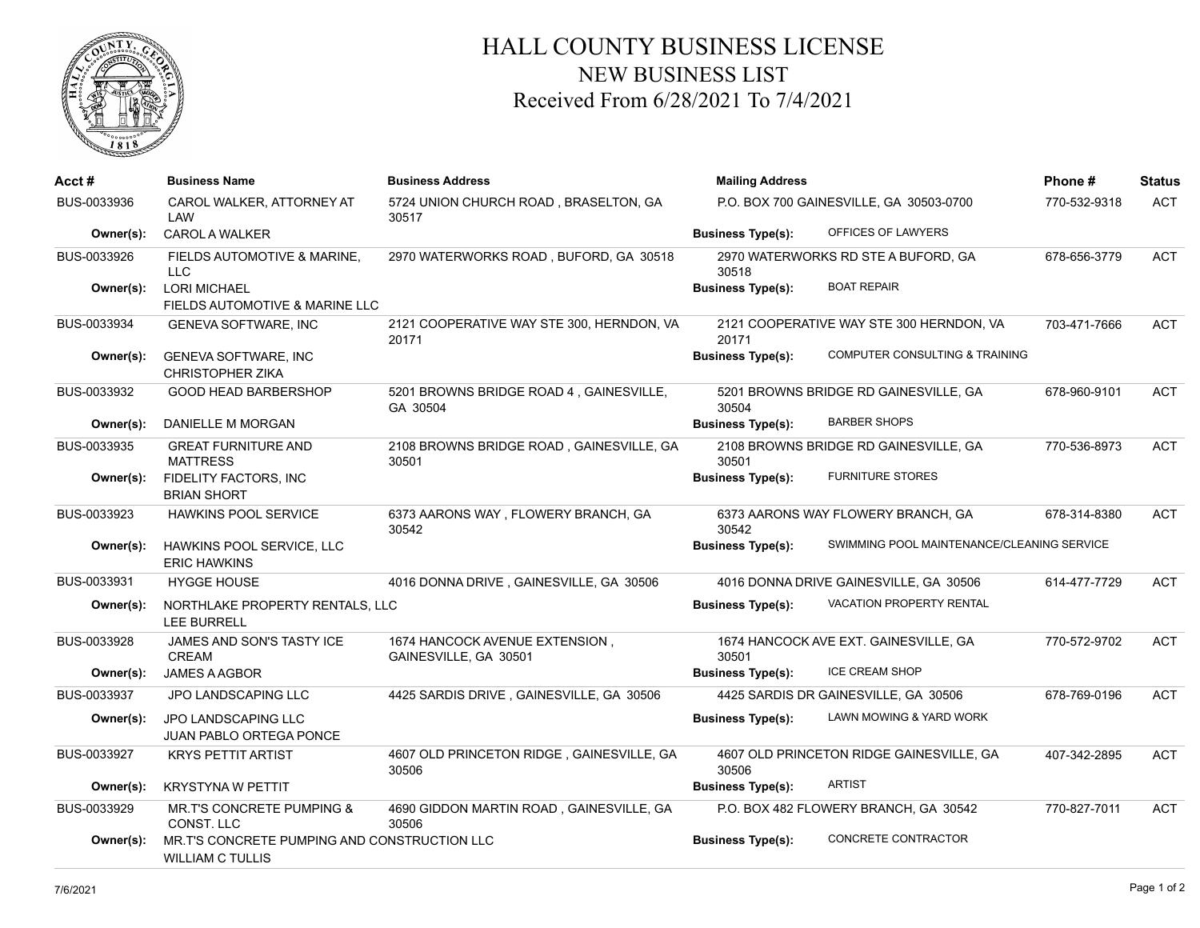# HALL COUNTY BUSINESS LICENSE
## NEW BUSINESS LIST
### Received From 6/28/2021 To 7/4/2021

| Acct # | Business Name | Business Address | Mailing Address | Phone # | Status |
|---|---|---|---|---|---|
| BUS-0033936 | CAROL WALKER, ATTORNEY AT LAW | 5724 UNION CHURCH ROAD , BRASELTON, GA 30517 | P.O. BOX 700 GAINESVILLE, GA 30503-0700 | 770-532-9318 | ACT |
| Owner(s): | CAROL A WALKER | | Business Type(s): OFFICES OF LAWYERS | | |
| BUS-0033926 | FIELDS AUTOMOTIVE & MARINE, LLC | 2970 WATERWORKS ROAD , BUFORD, GA 30518 | 2970 WATERWORKS RD STE A BUFORD, GA 30518 | 678-656-3779 | ACT |
| Owner(s): | LORI MICHAEL<br>FIELDS AUTOMOTIVE & MARINE LLC | | Business Type(s): BOAT REPAIR | | |
| BUS-0033934 | GENEVA SOFTWARE, INC | 2121 COOPERATIVE WAY STE 300, HERNDON, VA 20171 | 2121 COOPERATIVE WAY STE 300 HERNDON, VA 20171 | 703-471-7666 | ACT |
| Owner(s): | GENEVA SOFTWARE, INC<br>CHRISTOPHER ZIKA | | Business Type(s): COMPUTER CONSULTING & TRAINING | | |
| BUS-0033932 | GOOD HEAD BARBERSHOP | 5201 BROWNS BRIDGE ROAD 4 , GAINESVILLE, GA 30504 | 5201 BROWNS BRIDGE RD GAINESVILLE, GA 30504 | 678-960-9101 | ACT |
| Owner(s): | DANIELLE M MORGAN | | Business Type(s): BARBER SHOPS | | |
| BUS-0033935 | GREAT FURNITURE AND MATTRESS | 2108 BROWNS BRIDGE ROAD , GAINESVILLE, GA 30501 | 2108 BROWNS BRIDGE RD GAINESVILLE, GA 30501 | 770-536-8973 | ACT |
| Owner(s): | FIDELITY FACTORS, INC<br>BRIAN SHORT | | Business Type(s): FURNITURE STORES | | |
| BUS-0033923 | HAWKINS POOL SERVICE | 6373 AARONS WAY , FLOWERY BRANCH, GA 30542 | 6373 AARONS WAY FLOWERY BRANCH, GA 30542 | 678-314-8380 | ACT |
| Owner(s): | HAWKINS POOL SERVICE, LLC<br>ERIC HAWKINS | | Business Type(s): SWIMMING POOL MAINTENANCE/CLEANING SERVICE | | |
| BUS-0033931 | HYGGE HOUSE | 4016 DONNA DRIVE , GAINESVILLE, GA 30506 | 4016 DONNA DRIVE GAINESVILLE, GA 30506 | 614-477-7729 | ACT |
| Owner(s): | NORTHLAKE PROPERTY RENTALS, LLC<br>LEE BURRELL | | Business Type(s): VACATION PROPERTY RENTAL | | |
| BUS-0033928 | JAMES AND SON'S TASTY ICE CREAM | 1674 HANCOCK AVENUE EXTENSION , GAINESVILLE, GA 30501 | 1674 HANCOCK AVE EXT. GAINESVILLE, GA 30501 | 770-572-9702 | ACT |
| Owner(s): | JAMES A AGBOR | | Business Type(s): ICE CREAM SHOP | | |
| BUS-0033937 | JPO LANDSCAPING LLC | 4425 SARDIS DRIVE , GAINESVILLE, GA 30506 | 4425 SARDIS DR GAINESVILLE, GA 30506 | 678-769-0196 | ACT |
| Owner(s): | JPO LANDSCAPING LLC<br>JUAN PABLO ORTEGA PONCE | | Business Type(s): LAWN MOWING & YARD WORK | | |
| BUS-0033927 | KRYS PETTIT ARTIST | 4607 OLD PRINCETON RIDGE , GAINESVILLE, GA 30506 | 4607 OLD PRINCETON RIDGE GAINESVILLE, GA 30506 | 407-342-2895 | ACT |
| Owner(s): | KRYSTYNA W PETTIT | | Business Type(s): ARTIST | | |
| BUS-0033929 | MR.T'S CONCRETE PUMPING & CONST. LLC | 4690 GIDDON MARTIN ROAD , GAINESVILLE, GA 30506 | P.O. BOX 482 FLOWERY BRANCH, GA 30542 | 770-827-7011 | ACT |
| Owner(s): | MR.T'S CONCRETE PUMPING AND CONSTRUCTION LLC<br>WILLIAM C TULLIS | | Business Type(s): CONCRETE CONTRACTOR | | |

7/6/2021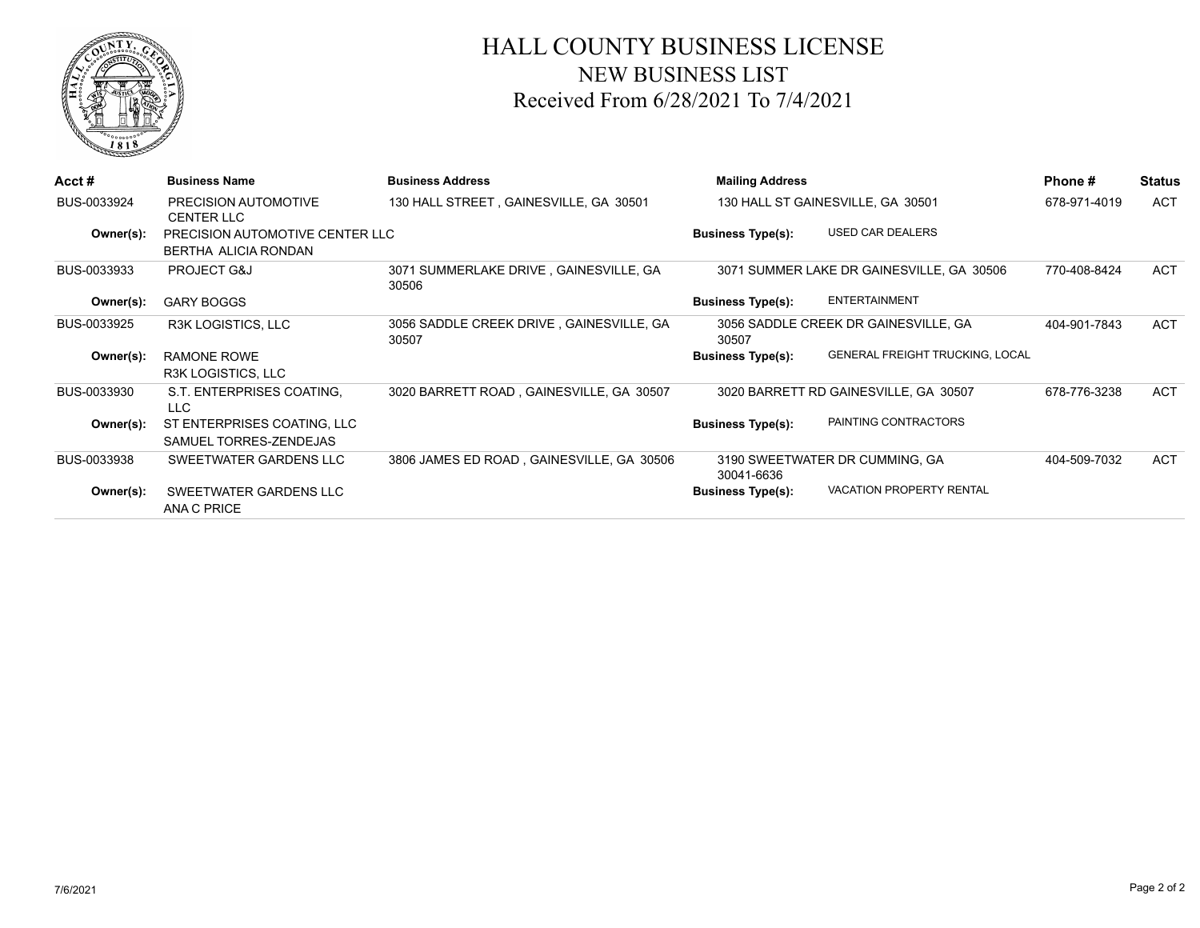# HALL COUNTY BUSINESS LICENSE
## NEW BUSINESS LIST
### Received From 6/28/2021 To 7/4/2021

| Acct # | Business Name | Business Address | Mailing Address | | Phone # | Status |
|---|---|---|---|---|---|---|
| BUS-0033924 | PRECISION AUTOMOTIVE CENTER LLC | 130 HALL STREET , GAINESVILLE, GA 30501 | 130 HALL ST GAINESVILLE, GA 30501 | | 678-971-4019 | ACT |
| Owner(s): | PRECISION AUTOMOTIVE CENTER LLC<br>BERTHA ALICIA RONDAN | | Business Type(s): | USED CAR DEALERS | | |
| BUS-0033933 | PROJECT G&J | 3071 SUMMERLAKE DRIVE , GAINESVILLE, GA 30506 | 3071 SUMMER LAKE DR GAINESVILLE, GA 30506 | | 770-408-8424 | ACT |
| Owner(s): | GARY BOGGS | | Business Type(s): | ENTERTAINMENT | | |
| BUS-0033925 | R3K LOGISTICS, LLC | 3056 SADDLE CREEK DRIVE , GAINESVILLE, GA 30507 | 3056 SADDLE CREEK DR GAINESVILLE, GA 30507 | | 404-901-7843 | ACT |
| Owner(s): | RAMONE ROWE<br>R3K LOGISTICS, LLC | | Business Type(s): | GENERAL FREIGHT TRUCKING, LOCAL | | |
| BUS-0033930 | S.T. ENTERPRISES COATING, LLC | 3020 BARRETT ROAD , GAINESVILLE, GA 30507 | 3020 BARRETT RD GAINESVILLE, GA 30507 | | 678-776-3238 | ACT |
| Owner(s): | ST ENTERPRISES COATING, LLC<br>SAMUEL TORRES-ZENDEJAS | | Business Type(s): | PAINTING CONTRACTORS | | |
| BUS-0033938 | SWEETWATER GARDENS LLC | 3806 JAMES ED ROAD , GAINESVILLE, GA 30506 | 3190 SWEETWATER DR CUMMING, GA 30041-6636 | | 404-509-7032 | ACT |
| Owner(s): | SWEETWATER GARDENS LLC<br>ANA C PRICE | | Business Type(s): | VACATION PROPERTY RENTAL | | |

7/6/2021